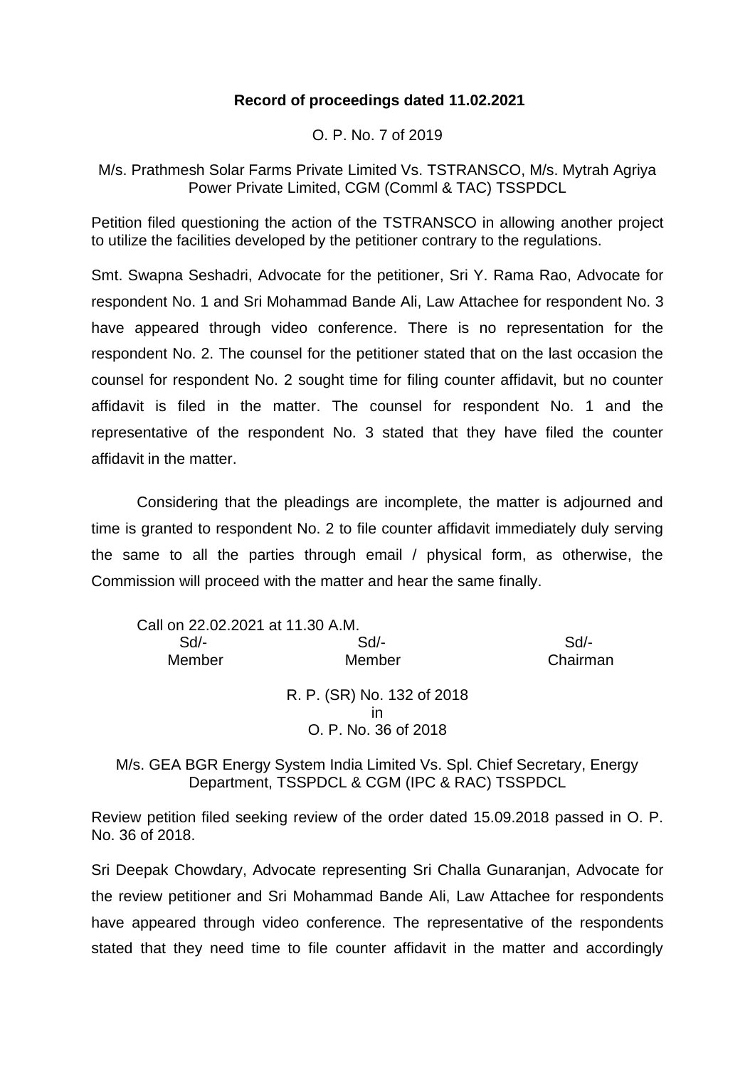**Record of proceedings dated 11.02.2021**

O. P. No. 7 of 2019

M/s. Prathmesh Solar Farms Private Limited Vs. TSTRANSCO, M/s. Mytrah Agriya Power Private Limited, CGM (Comml & TAC) TSSPDCL

Petition filed questioning the action of the TSTRANSCO in allowing another project to utilize the facilities developed by the petitioner contrary to the regulations.

Smt. Swapna Seshadri, Advocate for the petitioner, Sri Y. Rama Rao, Advocate for respondent No. 1 and Sri Mohammad Bande Ali, Law Attachee for respondent No. 3 have appeared through video conference. There is no representation for the respondent No. 2. The counsel for the petitioner stated that on the last occasion the counsel for respondent No. 2 sought time for filing counter affidavit, but no counter affidavit is filed in the matter. The counsel for respondent No. 1 and the representative of the respondent No. 3 stated that they have filed the counter affidavit in the matter.

Considering that the pleadings are incomplete, the matter is adjourned and time is granted to respondent No. 2 to file counter affidavit immediately duly serving the same to all the parties through email / physical form, as otherwise, the Commission will proceed with the matter and hear the same finally.

Call on 22.02.2021 at 11.30 A.M.

| Sd/- | Sd/- | Sd/- |
|---|---|---|
| Member | Member | Chairman |

R. P. (SR) No. 132 of 2018
in
O. P. No. 36 of 2018

M/s. GEA BGR Energy System India Limited Vs. Spl. Chief Secretary, Energy Department, TSSPDCL & CGM (IPC & RAC) TSSPDCL

Review petition filed seeking review of the order dated 15.09.2018 passed in O. P. No. 36 of 2018.

Sri Deepak Chowdary, Advocate representing Sri Challa Gunaranjan, Advocate for the review petitioner and Sri Mohammad Bande Ali, Law Attachee for respondents have appeared through video conference. The representative of the respondents stated that they need time to file counter affidavit in the matter and accordingly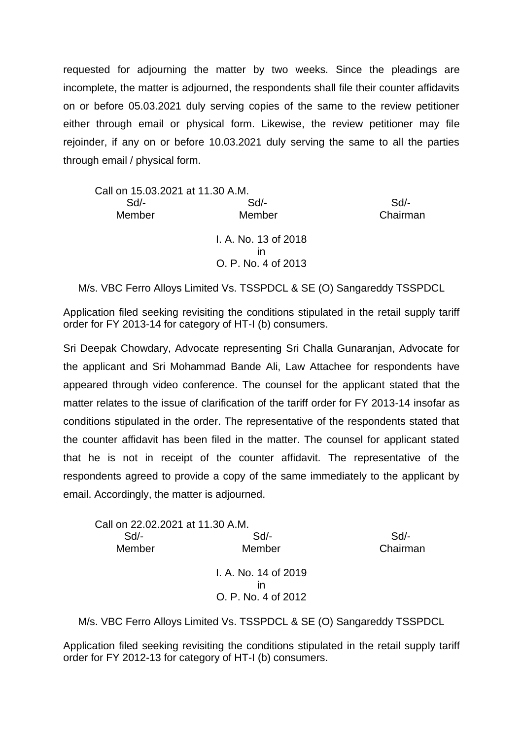requested for adjourning the matter by two weeks. Since the pleadings are incomplete, the matter is adjourned, the respondents shall file their counter affidavits on or before 05.03.2021 duly serving copies of the same to the review petitioner either through email or physical form. Likewise, the review petitioner may file rejoinder, if any on or before 10.03.2021 duly serving the same to all the parties through email / physical form.

Call on 15.03.2021 at 11.30 A.M.

| Sd/- | Sd/- | Sd/- |
|---|---|---|
| Member | Member | Chairman |

I. A. No. 13 of 2018
in
O. P. No. 4 of 2013

M/s. VBC Ferro Alloys Limited Vs. TSSPDCL & SE (O) Sangareddy TSSPDCL

Application filed seeking revisiting the conditions stipulated in the retail supply tariff order for FY 2013-14 for category of HT-I (b) consumers.

Sri Deepak Chowdary, Advocate representing Sri Challa Gunaranjan, Advocate for the applicant and Sri Mohammad Bande Ali, Law Attachee for respondents have appeared through video conference. The counsel for the applicant stated that the matter relates to the issue of clarification of the tariff order for FY 2013-14 insofar as conditions stipulated in the order. The representative of the respondents stated that the counter affidavit has been filed in the matter. The counsel for applicant stated that he is not in receipt of the counter affidavit. The representative of the respondents agreed to provide a copy of the same immediately to the applicant by email. Accordingly, the matter is adjourned.

Call on 22.02.2021 at 11.30 A.M.

| Sd/- | Sd/- | Sd/- |
|---|---|---|
| Member | Member | Chairman |

I. A. No. 14 of 2019
in
O. P. No. 4 of 2012

M/s. VBC Ferro Alloys Limited Vs. TSSPDCL & SE (O) Sangareddy TSSPDCL

Application filed seeking revisiting the conditions stipulated in the retail supply tariff order for FY 2012-13 for category of HT-I (b) consumers.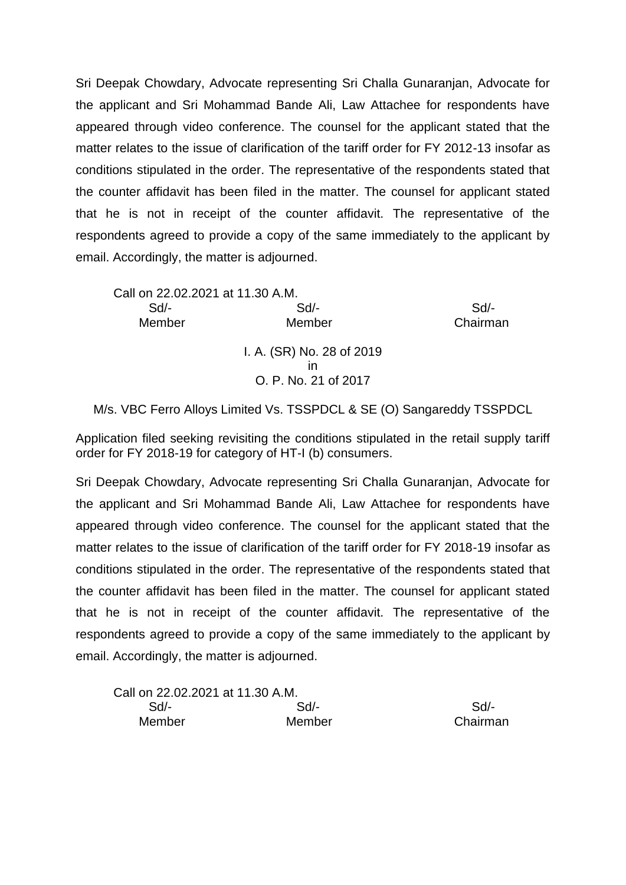Sri Deepak Chowdary, Advocate representing Sri Challa Gunaranjan, Advocate for the applicant and Sri Mohammad Bande Ali, Law Attachee for respondents have appeared through video conference. The counsel for the applicant stated that the matter relates to the issue of clarification of the tariff order for FY 2012-13 insofar as conditions stipulated in the order. The representative of the respondents stated that the counter affidavit has been filed in the matter. The counsel for applicant stated that he is not in receipt of the counter affidavit. The representative of the respondents agreed to provide a copy of the same immediately to the applicant by email. Accordingly, the matter is adjourned.

Call on 22.02.2021 at 11.30 A.M.

| Sd/- | Sd/- | Sd/- |
|---|---|---|
| Member | Member | Chairman |

I. A. (SR) No. 28 of 2019
in
O. P. No. 21 of 2017

M/s. VBC Ferro Alloys Limited Vs. TSSPDCL & SE (O) Sangareddy TSSPDCL

Application filed seeking revisiting the conditions stipulated in the retail supply tariff order for FY 2018-19 for category of HT-I (b) consumers.

Sri Deepak Chowdary, Advocate representing Sri Challa Gunaranjan, Advocate for the applicant and Sri Mohammad Bande Ali, Law Attachee for respondents have appeared through video conference. The counsel for the applicant stated that the matter relates to the issue of clarification of the tariff order for FY 2018-19 insofar as conditions stipulated in the order. The representative of the respondents stated that the counter affidavit has been filed in the matter. The counsel for applicant stated that he is not in receipt of the counter affidavit. The representative of the respondents agreed to provide a copy of the same immediately to the applicant by email. Accordingly, the matter is adjourned.

Call on 22.02.2021 at 11.30 A.M.

| Sd/- | Sd/- | Sd/- |
|---|---|---|
| Member | Member | Chairman |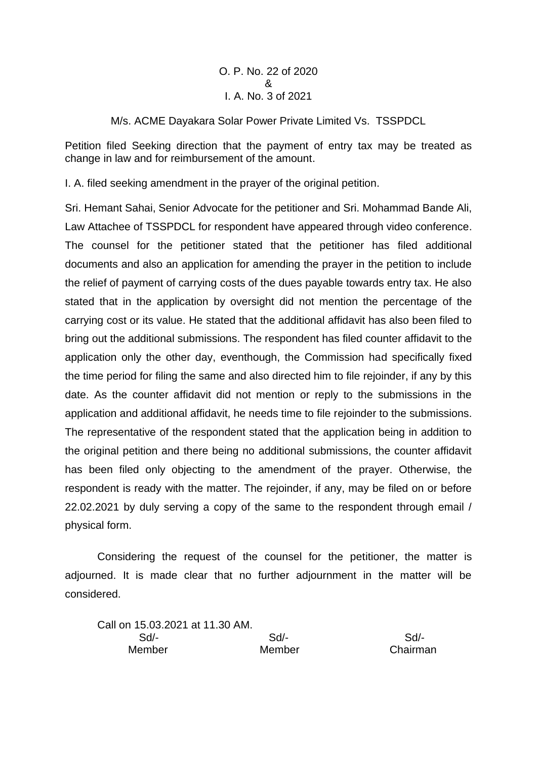O. P. No. 22 of 2020
&
I. A. No. 3 of 2021

M/s. ACME Dayakara Solar Power Private Limited Vs. TSSPDCL

Petition filed Seeking direction that the payment of entry tax may be treated as change in law and for reimbursement of the amount.

I. A. filed seeking amendment in the prayer of the original petition.

Sri. Hemant Sahai, Senior Advocate for the petitioner and Sri. Mohammad Bande Ali, Law Attachee of TSSPDCL for respondent have appeared through video conference. The counsel for the petitioner stated that the petitioner has filed additional documents and also an application for amending the prayer in the petition to include the relief of payment of carrying costs of the dues payable towards entry tax. He also stated that in the application by oversight did not mention the percentage of the carrying cost or its value. He stated that the additional affidavit has also been filed to bring out the additional submissions. The respondent has filed counter affidavit to the application only the other day, eventhough, the Commission had specifically fixed the time period for filing the same and also directed him to file rejoinder, if any by this date. As the counter affidavit did not mention or reply to the submissions in the application and additional affidavit, he needs time to file rejoinder to the submissions. The representative of the respondent stated that the application being in addition to the original petition and there being no additional submissions, the counter affidavit has been filed only objecting to the amendment of the prayer. Otherwise, the respondent is ready with the matter. The rejoinder, if any, may be filed on or before 22.02.2021 by duly serving a copy of the same to the respondent through email / physical form.

Considering the request of the counsel for the petitioner, the matter is adjourned. It is made clear that no further adjournment in the matter will be considered.

Call on 15.03.2021 at 11.30 AM.

| Sd/- | Sd/- | Sd/- |
|---|---|---|
| Member | Member | Chairman |